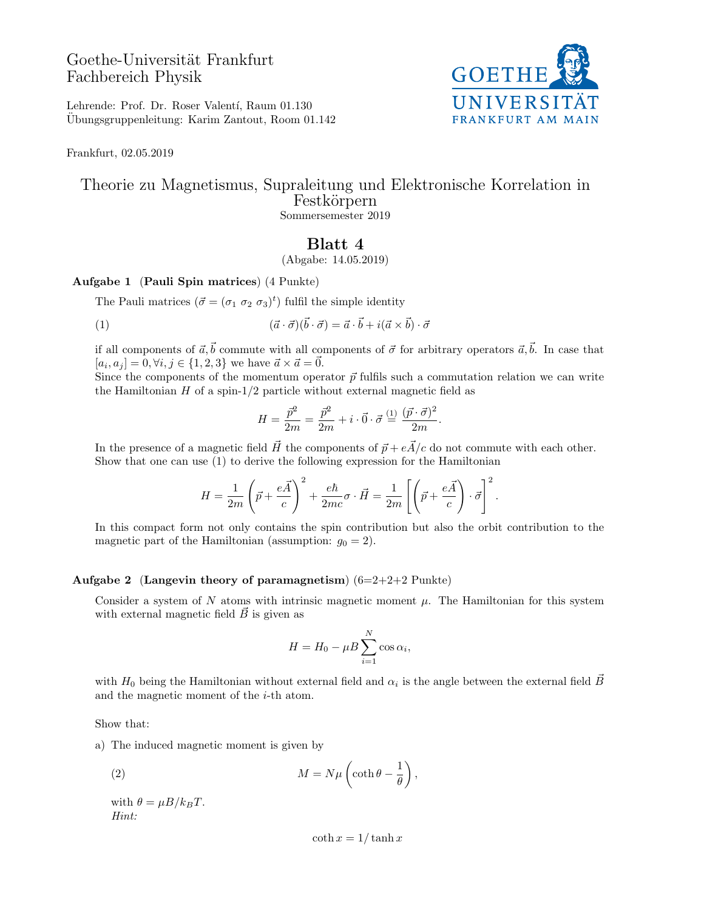Goethe-Universität Frankfurt
Fachbereich Physik

Lehrende: Prof. Dr. Roser Valentí, Raum 01.130
Übungsgruppenleitung: Karim Zantout, Room 01.142

Frankfurt, 02.05.2019

# Theorie zu Magnetismus, Supraleitung und Elektronische Korrelation in Festkörpern

Sommersemester 2019

## Blatt 4

(Abgabe: 14.05.2019)

**Aufgabe 1** (**Pauli Spin matrices**) (4 Punkte)

The Pauli matrices ($\vec{\sigma} = (\sigma_1 \ \sigma_2 \ \sigma_3)^t$) fulfil the simple identity

$$(\vec{a} \cdot \vec{\sigma})(\vec{b} \cdot \vec{\sigma}) = \vec{a} \cdot \vec{b} + i(\vec{a} \times \vec{b}) \cdot \vec{\sigma} \tag{1}$$

if all components of $\vec{a}, \vec{b}$ commute with all components of $\vec{\sigma}$ for arbitrary operators $\vec{a}, \vec{b}$. In case that $[a_i, a_j] = 0, \forall i, j \in \{1, 2, 3\}$ we have $\vec{a} \times \vec{a} = \vec{0}$.
Since the components of the momentum operator $\vec{p}$ fulfils such a commutation relation we can write the Hamiltonian $H$ of a spin-1/2 particle without external magnetic field as

$$H = \frac{\vec{p}^2}{2m} = \frac{\vec{p}^2}{2m} + i \cdot \vec{0} \cdot \vec{\sigma} \overset{(1)}{=} \frac{(\vec{p} \cdot \vec{\sigma})^2}{2m}.$$

In the presence of a magnetic field $\vec{H}$ the components of $\vec{p} + e\vec{A}/c$ do not commute with each other. Show that one can use (1) to derive the following expression for the Hamiltonian

$$H = \frac{1}{2m}\left(\vec{p} + \frac{e\vec{A}}{c}\right)^2 + \frac{e\hbar}{2mc}\sigma \cdot \vec{H} = \frac{1}{2m}\left[\left(\vec{p} + \frac{e\vec{A}}{c}\right) \cdot \vec{\sigma}\right]^2.$$

In this compact form not only contains the spin contribution but also the orbit contribution to the magnetic part of the Hamiltonian (assumption: $g_0 = 2$).

**Aufgabe 2** (**Langevin theory of paramagnetism**) (6=2+2+2 Punkte)

Consider a system of $N$ atoms with intrinsic magnetic moment $\mu$. The Hamiltonian for this system with external magnetic field $\vec{B}$ is given as

$$H = H_0 - \mu B \sum_{i=1}^{N} \cos \alpha_i,$$

with $H_0$ being the Hamiltonian without external field and $\alpha_i$ is the angle between the external field $\vec{B}$ and the magnetic moment of the $i$-th atom.

Show that:

a) The induced magnetic moment is given by

$$M = N\mu \left(\coth \theta - \frac{1}{\theta}\right), \tag{2}$$

with $\theta = \mu B / k_B T$.
*Hint:*

$$\coth x = 1/\tanh x$$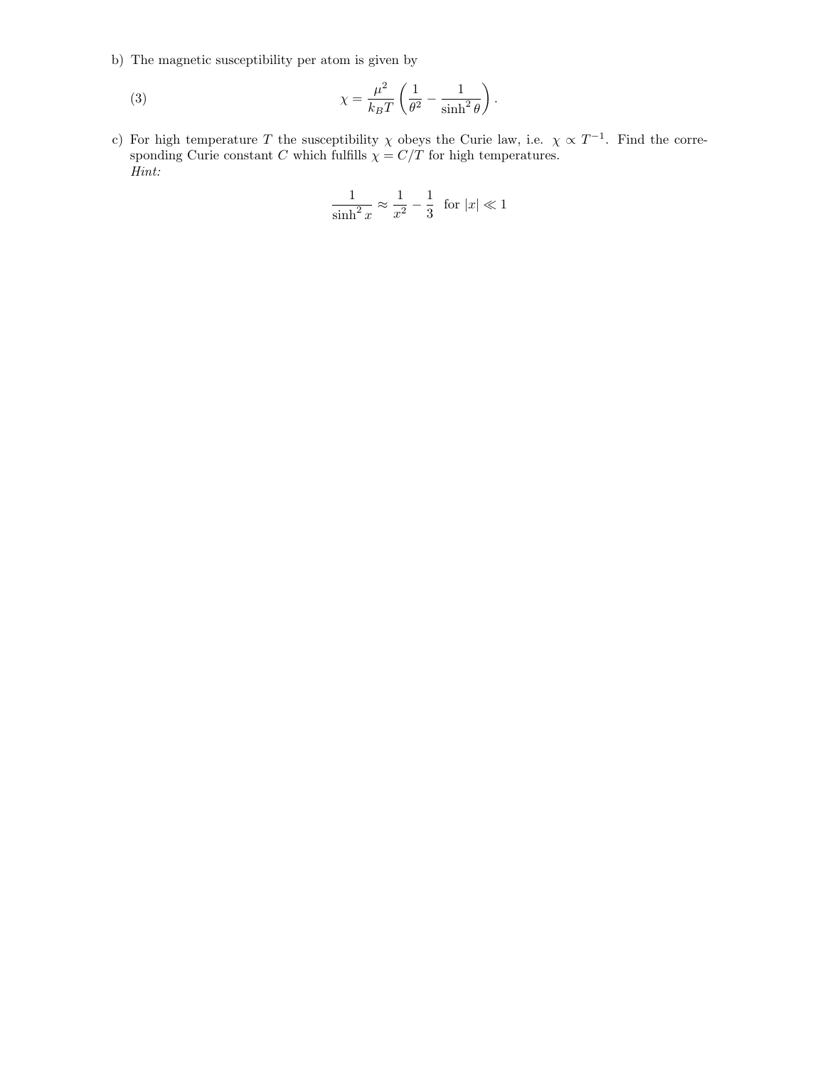b) The magnetic susceptibility per atom is given by

$$\chi = \frac{\mu^2}{k_B T}\left(\frac{1}{\theta^2} - \frac{1}{\sinh^2 \theta}\right). \tag{3}$$

c) For high temperature $T$ the susceptibility $\chi$ obeys the Curie law, i.e. $\chi \propto T^{-1}$. Find the corresponding Curie constant $C$ which fulfills $\chi = C/T$ for high temperatures.
*Hint:*

$$\frac{1}{\sinh^2 x} \approx \frac{1}{x^2} - \frac{1}{3} \quad \text{for } |x| \ll 1$$